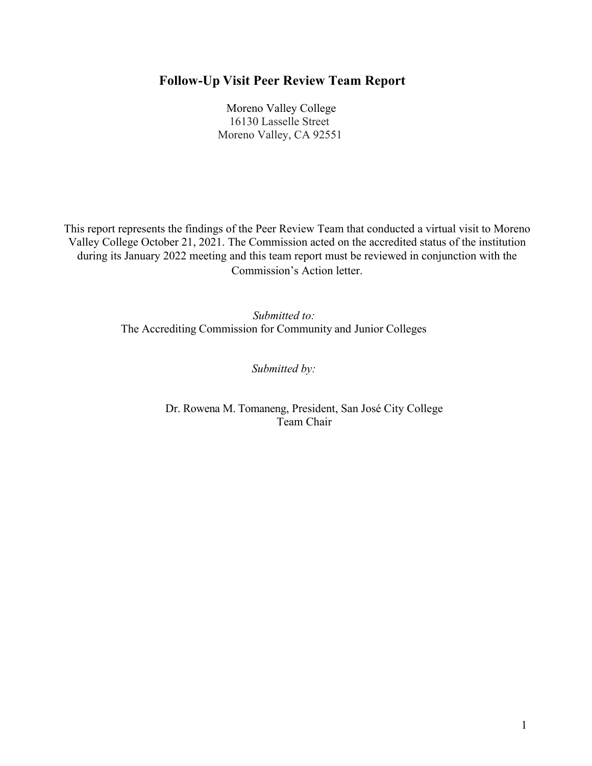# Follow-Up Visit Peer Review Team Report

Moreno Valley College
16130 Lasselle Street
Moreno Valley, CA 92551

This report represents the findings of the Peer Review Team that conducted a virtual visit to Moreno Valley College October 21, 2021. The Commission acted on the accredited status of the institution during its January 2022 meeting and this team report must be reviewed in conjunction with the Commission's Action letter.

*Submitted to:*
The Accrediting Commission for Community and Junior Colleges

*Submitted by:*

Dr. Rowena M. Tomaneng, President, San José City College
Team Chair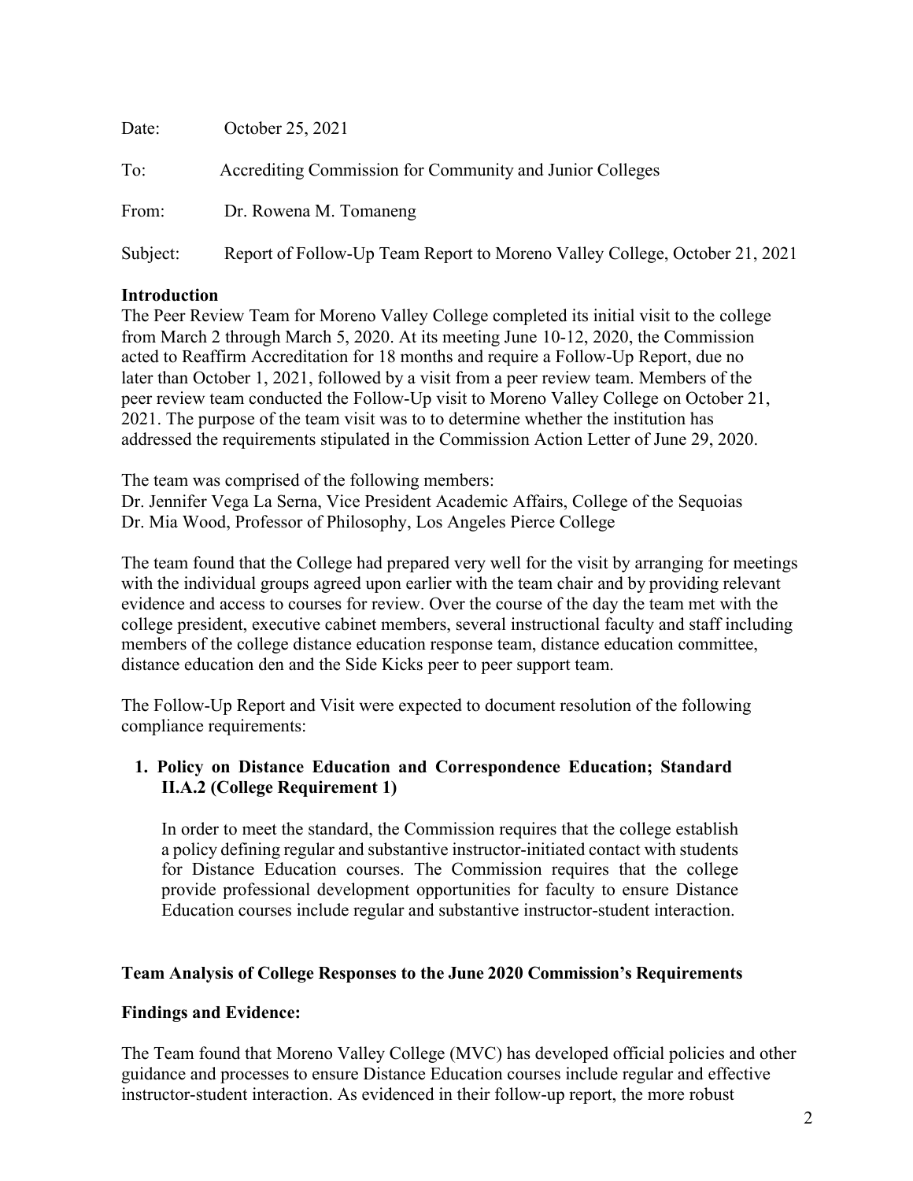Date: October 25, 2021

To: Accrediting Commission for Community and Junior Colleges

From: Dr. Rowena M. Tomaneng

Subject: Report of Follow-Up Team Report to Moreno Valley College, October 21, 2021

**Introduction**

The Peer Review Team for Moreno Valley College completed its initial visit to the college from March 2 through March 5, 2020. At its meeting June 10-12, 2020, the Commission acted to Reaffirm Accreditation for 18 months and require a Follow-Up Report, due no later than October 1, 2021, followed by a visit from a peer review team. Members of the peer review team conducted the Follow-Up visit to Moreno Valley College on October 21, 2021. The purpose of the team visit was to to determine whether the institution has addressed the requirements stipulated in the Commission Action Letter of June 29, 2020.

The team was comprised of the following members:
Dr. Jennifer Vega La Serna, Vice President Academic Affairs, College of the Sequoias
Dr. Mia Wood, Professor of Philosophy, Los Angeles Pierce College

The team found that the College had prepared very well for the visit by arranging for meetings with the individual groups agreed upon earlier with the team chair and by providing relevant evidence and access to courses for review. Over the course of the day the team met with the college president, executive cabinet members, several instructional faculty and staff including members of the college distance education response team, distance education committee, distance education den and the Side Kicks peer to peer support team.

The Follow-Up Report and Visit were expected to document resolution of the following compliance requirements:

1. **Policy on Distance Education and Correspondence Education; Standard II.A.2 (College Requirement 1)**

   In order to meet the standard, the Commission requires that the college establish a policy defining regular and substantive instructor-initiated contact with students for Distance Education courses. The Commission requires that the college provide professional development opportunities for faculty to ensure Distance Education courses include regular and substantive instructor-student interaction.

**Team Analysis of College Responses to the June 2020 Commission's Requirements**

**Findings and Evidence:**

The Team found that Moreno Valley College (MVC) has developed official policies and other guidance and processes to ensure Distance Education courses include regular and effective instructor-student interaction. As evidenced in their follow-up report, the more robust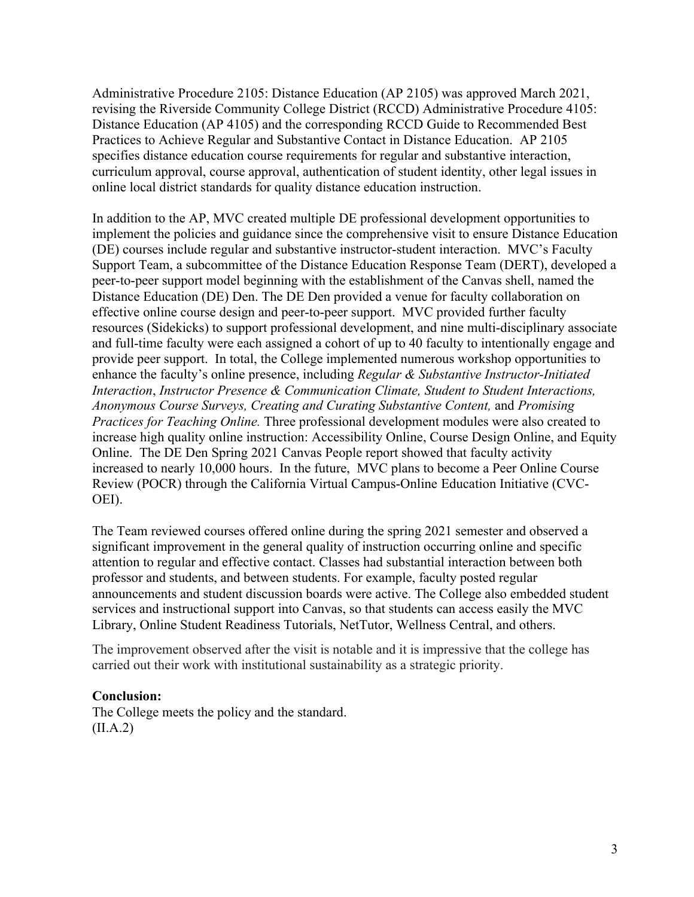Administrative Procedure 2105: Distance Education (AP 2105) was approved March 2021, revising the Riverside Community College District (RCCD) Administrative Procedure 4105: Distance Education (AP 4105) and the corresponding RCCD Guide to Recommended Best Practices to Achieve Regular and Substantive Contact in Distance Education. AP 2105 specifies distance education course requirements for regular and substantive interaction, curriculum approval, course approval, authentication of student identity, other legal issues in online local district standards for quality distance education instruction.

In addition to the AP, MVC created multiple DE professional development opportunities to implement the policies and guidance since the comprehensive visit to ensure Distance Education (DE) courses include regular and substantive instructor-student interaction. MVC's Faculty Support Team, a subcommittee of the Distance Education Response Team (DERT), developed a peer-to-peer support model beginning with the establishment of the Canvas shell, named the Distance Education (DE) Den. The DE Den provided a venue for faculty collaboration on effective online course design and peer-to-peer support. MVC provided further faculty resources (Sidekicks) to support professional development, and nine multi-disciplinary associate and full-time faculty were each assigned a cohort of up to 40 faculty to intentionally engage and provide peer support. In total, the College implemented numerous workshop opportunities to enhance the faculty's online presence, including *Regular & Substantive Instructor-Initiated Interaction*, *Instructor Presence & Communication Climate, Student to Student Interactions, Anonymous Course Surveys, Creating and Curating Substantive Content,* and *Promising Practices for Teaching Online.* Three professional development modules were also created to increase high quality online instruction: Accessibility Online, Course Design Online, and Equity Online. The DE Den Spring 2021 Canvas People report showed that faculty activity increased to nearly 10,000 hours. In the future, MVC plans to become a Peer Online Course Review (POCR) through the California Virtual Campus-Online Education Initiative (CVC-OEI).

The Team reviewed courses offered online during the spring 2021 semester and observed a significant improvement in the general quality of instruction occurring online and specific attention to regular and effective contact. Classes had substantial interaction between both professor and students, and between students. For example, faculty posted regular announcements and student discussion boards were active. The College also embedded student services and instructional support into Canvas, so that students can access easily the MVC Library, Online Student Readiness Tutorials, NetTutor, Wellness Central, and others.

The improvement observed after the visit is notable and it is impressive that the college has carried out their work with institutional sustainability as a strategic priority.

**Conclusion:**
The College meets the policy and the standard.
(II.A.2)